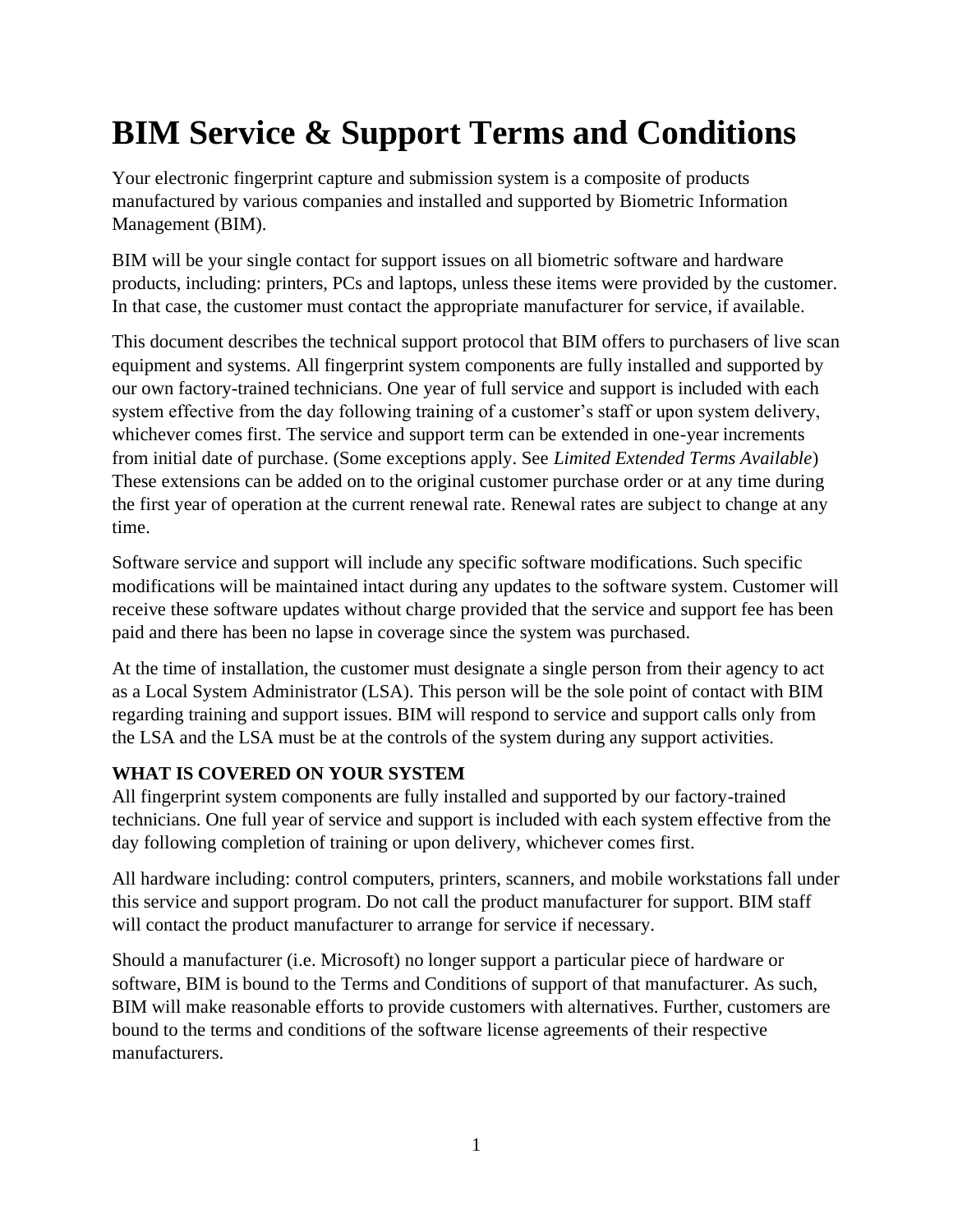# BIM Service & Support Terms and Conditions

Your electronic fingerprint capture and submission system is a composite of products manufactured by various companies and installed and supported by Biometric Information Management (BIM).

BIM will be your single contact for support issues on all biometric software and hardware products, including: printers, PCs and laptops, unless these items were provided by the customer. In that case, the customer must contact the appropriate manufacturer for service, if available.

This document describes the technical support protocol that BIM offers to purchasers of live scan equipment and systems. All fingerprint system components are fully installed and supported by our own factory-trained technicians. One year of full service and support is included with each system effective from the day following training of a customer's staff or upon system delivery, whichever comes first. The service and support term can be extended in one-year increments from initial date of purchase. (Some exceptions apply. See *Limited Extended Terms Available*) These extensions can be added on to the original customer purchase order or at any time during the first year of operation at the current renewal rate. Renewal rates are subject to change at any time.

Software service and support will include any specific software modifications. Such specific modifications will be maintained intact during any updates to the software system. Customer will receive these software updates without charge provided that the service and support fee has been paid and there has been no lapse in coverage since the system was purchased.

At the time of installation, the customer must designate a single person from their agency to act as a Local System Administrator (LSA). This person will be the sole point of contact with BIM regarding training and support issues. BIM will respond to service and support calls only from the LSA and the LSA must be at the controls of the system during any support activities.

**WHAT IS COVERED ON YOUR SYSTEM**

All fingerprint system components are fully installed and supported by our factory-trained technicians. One full year of service and support is included with each system effective from the day following completion of training or upon delivery, whichever comes first.

All hardware including: control computers, printers, scanners, and mobile workstations fall under this service and support program. Do not call the product manufacturer for support. BIM staff will contact the product manufacturer to arrange for service if necessary.

Should a manufacturer (i.e. Microsoft) no longer support a particular piece of hardware or software, BIM is bound to the Terms and Conditions of support of that manufacturer. As such, BIM will make reasonable efforts to provide customers with alternatives. Further, customers are bound to the terms and conditions of the software license agreements of their respective manufacturers.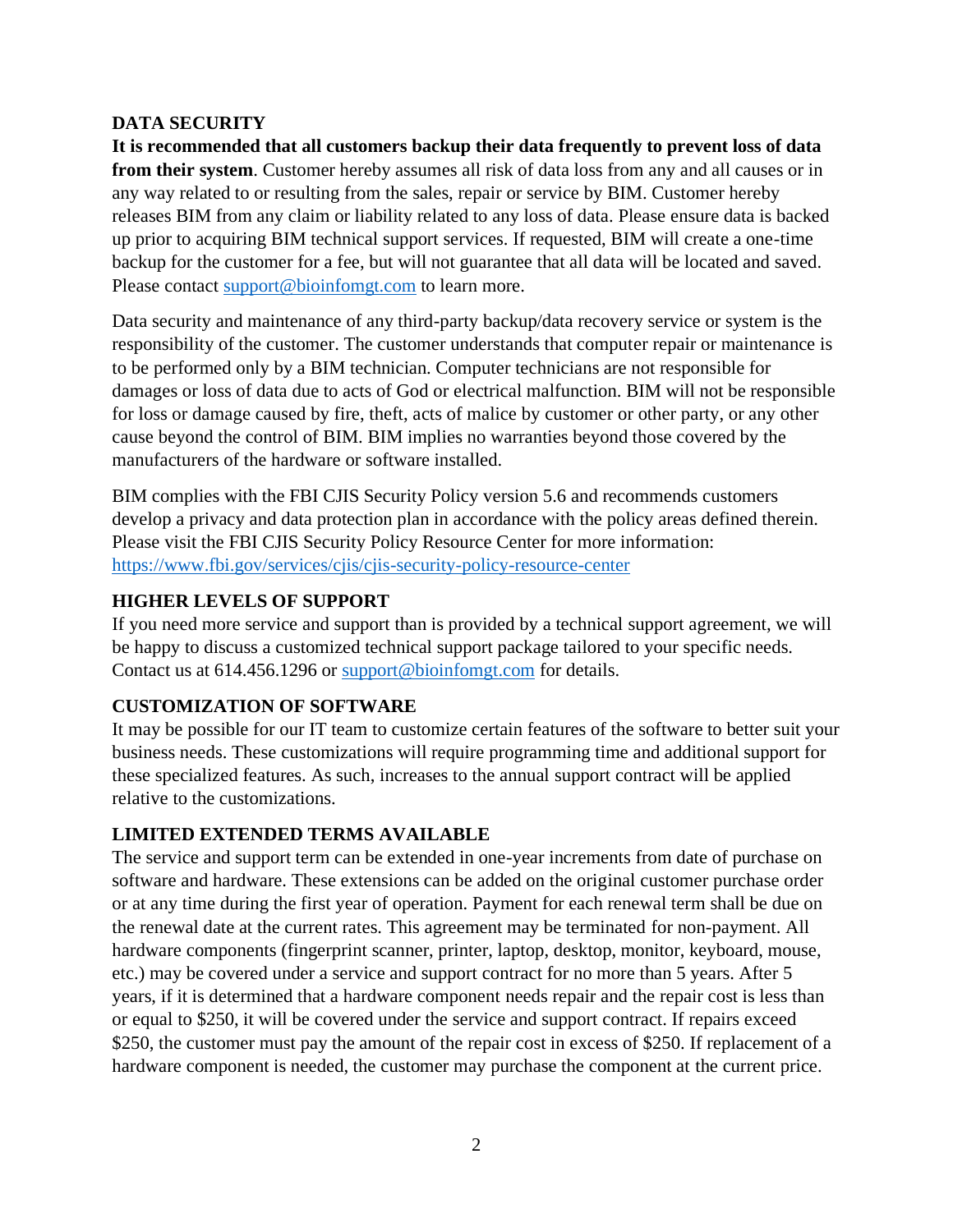## DATA SECURITY

**It is recommended that all customers backup their data frequently to prevent loss of data from their system**. Customer hereby assumes all risk of data loss from any and all causes or in any way related to or resulting from the sales, repair or service by BIM. Customer hereby releases BIM from any claim or liability related to any loss of data. Please ensure data is backed up prior to acquiring BIM technical support services. If requested, BIM will create a one-time backup for the customer for a fee, but will not guarantee that all data will be located and saved. Please contact support@bioinfomgt.com to learn more.

Data security and maintenance of any third-party backup/data recovery service or system is the responsibility of the customer. The customer understands that computer repair or maintenance is to be performed only by a BIM technician. Computer technicians are not responsible for damages or loss of data due to acts of God or electrical malfunction. BIM will not be responsible for loss or damage caused by fire, theft, acts of malice by customer or other party, or any other cause beyond the control of BIM. BIM implies no warranties beyond those covered by the manufacturers of the hardware or software installed.

BIM complies with the FBI CJIS Security Policy version 5.6 and recommends customers develop a privacy and data protection plan in accordance with the policy areas defined therein. Please visit the FBI CJIS Security Policy Resource Center for more information: https://www.fbi.gov/services/cjis/cjis-security-policy-resource-center

## HIGHER LEVELS OF SUPPORT

If you need more service and support than is provided by a technical support agreement, we will be happy to discuss a customized technical support package tailored to your specific needs. Contact us at 614.456.1296 or support@bioinfomgt.com for details.

## CUSTOMIZATION OF SOFTWARE

It may be possible for our IT team to customize certain features of the software to better suit your business needs. These customizations will require programming time and additional support for these specialized features. As such, increases to the annual support contract will be applied relative to the customizations.

## LIMITED EXTENDED TERMS AVAILABLE

The service and support term can be extended in one-year increments from date of purchase on software and hardware. These extensions can be added on the original customer purchase order or at any time during the first year of operation. Payment for each renewal term shall be due on the renewal date at the current rates. This agreement may be terminated for non-payment. All hardware components (fingerprint scanner, printer, laptop, desktop, monitor, keyboard, mouse, etc.) may be covered under a service and support contract for no more than 5 years. After 5 years, if it is determined that a hardware component needs repair and the repair cost is less than or equal to $250, it will be covered under the service and support contract. If repairs exceed $250, the customer must pay the amount of the repair cost in excess of $250. If replacement of a hardware component is needed, the customer may purchase the component at the current price.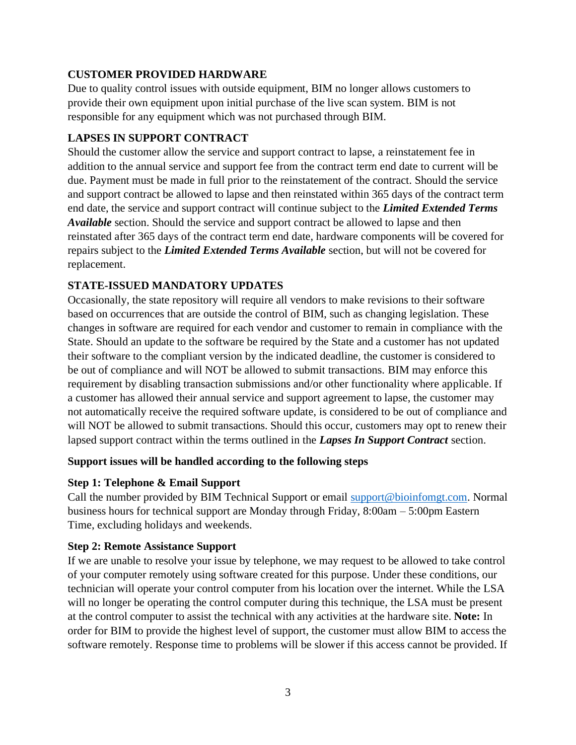## CUSTOMER PROVIDED HARDWARE

Due to quality control issues with outside equipment, BIM no longer allows customers to provide their own equipment upon initial purchase of the live scan system. BIM is not responsible for any equipment which was not purchased through BIM.

## LAPSES IN SUPPORT CONTRACT

Should the customer allow the service and support contract to lapse, a reinstatement fee in addition to the annual service and support fee from the contract term end date to current will be due. Payment must be made in full prior to the reinstatement of the contract. Should the service and support contract be allowed to lapse and then reinstated within 365 days of the contract term end date, the service and support contract will continue subject to the ***Limited Extended Terms Available*** section. Should the service and support contract be allowed to lapse and then reinstated after 365 days of the contract term end date, hardware components will be covered for repairs subject to the ***Limited Extended Terms Available*** section, but will not be covered for replacement.

## STATE-ISSUED MANDATORY UPDATES

Occasionally, the state repository will require all vendors to make revisions to their software based on occurrences that are outside the control of BIM, such as changing legislation. These changes in software are required for each vendor and customer to remain in compliance with the State. Should an update to the software be required by the State and a customer has not updated their software to the compliant version by the indicated deadline, the customer is considered to be out of compliance and will NOT be allowed to submit transactions. BIM may enforce this requirement by disabling transaction submissions and/or other functionality where applicable. If a customer has allowed their annual service and support agreement to lapse, the customer may not automatically receive the required software update, is considered to be out of compliance and will NOT be allowed to submit transactions. Should this occur, customers may opt to renew their lapsed support contract within the terms outlined in the ***Lapses In Support Contract*** section.

**Support issues will be handled according to the following steps**

### Step 1: Telephone & Email Support

Call the number provided by BIM Technical Support or email support@bioinfomgt.com. Normal business hours for technical support are Monday through Friday, 8:00am – 5:00pm Eastern Time, excluding holidays and weekends.

### Step 2: Remote Assistance Support

If we are unable to resolve your issue by telephone, we may request to be allowed to take control of your computer remotely using software created for this purpose. Under these conditions, our technician will operate your control computer from his location over the internet. While the LSA will no longer be operating the control computer during this technique, the LSA must be present at the control computer to assist the technical with any activities at the hardware site. **Note:** In order for BIM to provide the highest level of support, the customer must allow BIM to access the software remotely. Response time to problems will be slower if this access cannot be provided. If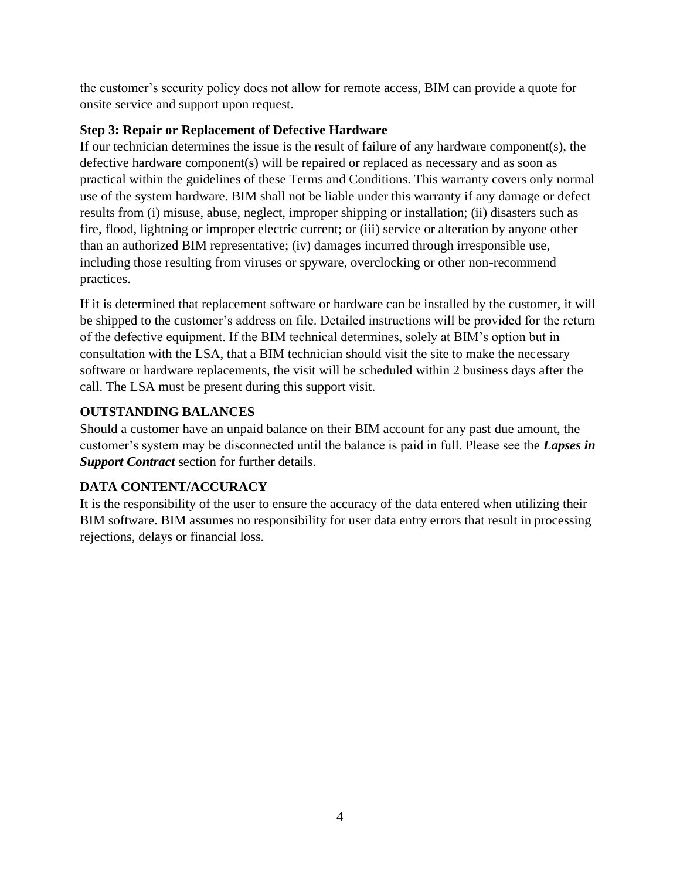the customer's security policy does not allow for remote access, BIM can provide a quote for onsite service and support upon request.

**Step 3: Repair or Replacement of Defective Hardware**

If our technician determines the issue is the result of failure of any hardware component(s), the defective hardware component(s) will be repaired or replaced as necessary and as soon as practical within the guidelines of these Terms and Conditions. This warranty covers only normal use of the system hardware. BIM shall not be liable under this warranty if any damage or defect results from (i) misuse, abuse, neglect, improper shipping or installation; (ii) disasters such as fire, flood, lightning or improper electric current; or (iii) service or alteration by anyone other than an authorized BIM representative; (iv) damages incurred through irresponsible use, including those resulting from viruses or spyware, overclocking or other non-recommend practices.

If it is determined that replacement software or hardware can be installed by the customer, it will be shipped to the customer's address on file. Detailed instructions will be provided for the return of the defective equipment. If the BIM technical determines, solely at BIM's option but in consultation with the LSA, that a BIM technician should visit the site to make the necessary software or hardware replacements, the visit will be scheduled within 2 business days after the call. The LSA must be present during this support visit.

## OUTSTANDING BALANCES

Should a customer have an unpaid balance on their BIM account for any past due amount, the customer's system may be disconnected until the balance is paid in full. Please see the ***Lapses in Support Contract*** section for further details.

## DATA CONTENT/ACCURACY

It is the responsibility of the user to ensure the accuracy of the data entered when utilizing their BIM software. BIM assumes no responsibility for user data entry errors that result in processing rejections, delays or financial loss.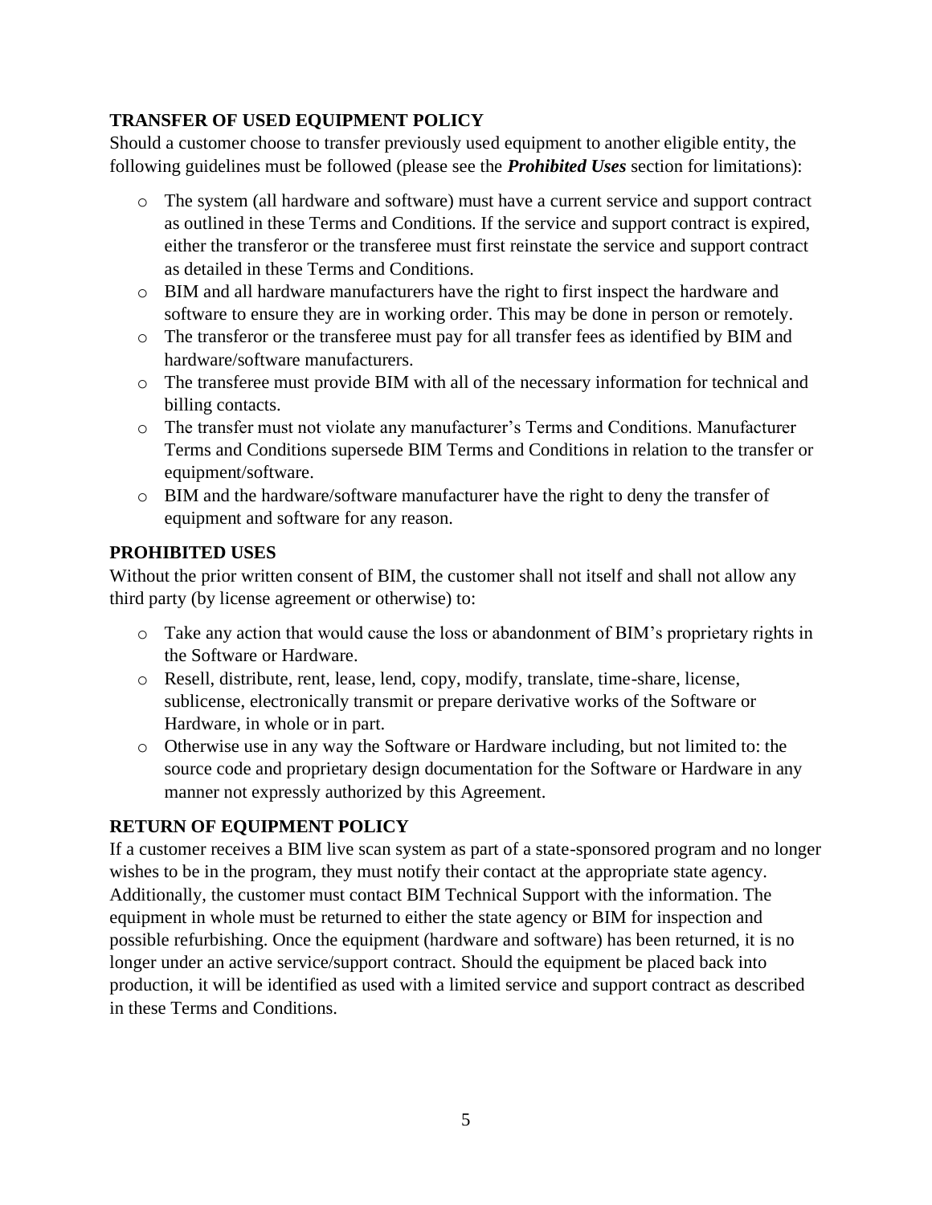## TRANSFER OF USED EQUIPMENT POLICY

Should a customer choose to transfer previously used equipment to another eligible entity, the following guidelines must be followed (please see the ***Prohibited Uses*** section for limitations):

- The system (all hardware and software) must have a current service and support contract as outlined in these Terms and Conditions. If the service and support contract is expired, either the transferor or the transferee must first reinstate the service and support contract as detailed in these Terms and Conditions.
- BIM and all hardware manufacturers have the right to first inspect the hardware and software to ensure they are in working order. This may be done in person or remotely.
- The transferor or the transferee must pay for all transfer fees as identified by BIM and hardware/software manufacturers.
- The transferee must provide BIM with all of the necessary information for technical and billing contacts.
- The transfer must not violate any manufacturer's Terms and Conditions. Manufacturer Terms and Conditions supersede BIM Terms and Conditions in relation to the transfer or equipment/software.
- BIM and the hardware/software manufacturer have the right to deny the transfer of equipment and software for any reason.

## PROHIBITED USES

Without the prior written consent of BIM, the customer shall not itself and shall not allow any third party (by license agreement or otherwise) to:

- Take any action that would cause the loss or abandonment of BIM's proprietary rights in the Software or Hardware.
- Resell, distribute, rent, lease, lend, copy, modify, translate, time-share, license, sublicense, electronically transmit or prepare derivative works of the Software or Hardware, in whole or in part.
- Otherwise use in any way the Software or Hardware including, but not limited to: the source code and proprietary design documentation for the Software or Hardware in any manner not expressly authorized by this Agreement.

## RETURN OF EQUIPMENT POLICY

If a customer receives a BIM live scan system as part of a state-sponsored program and no longer wishes to be in the program, they must notify their contact at the appropriate state agency. Additionally, the customer must contact BIM Technical Support with the information. The equipment in whole must be returned to either the state agency or BIM for inspection and possible refurbishing. Once the equipment (hardware and software) has been returned, it is no longer under an active service/support contract. Should the equipment be placed back into production, it will be identified as used with a limited service and support contract as described in these Terms and Conditions.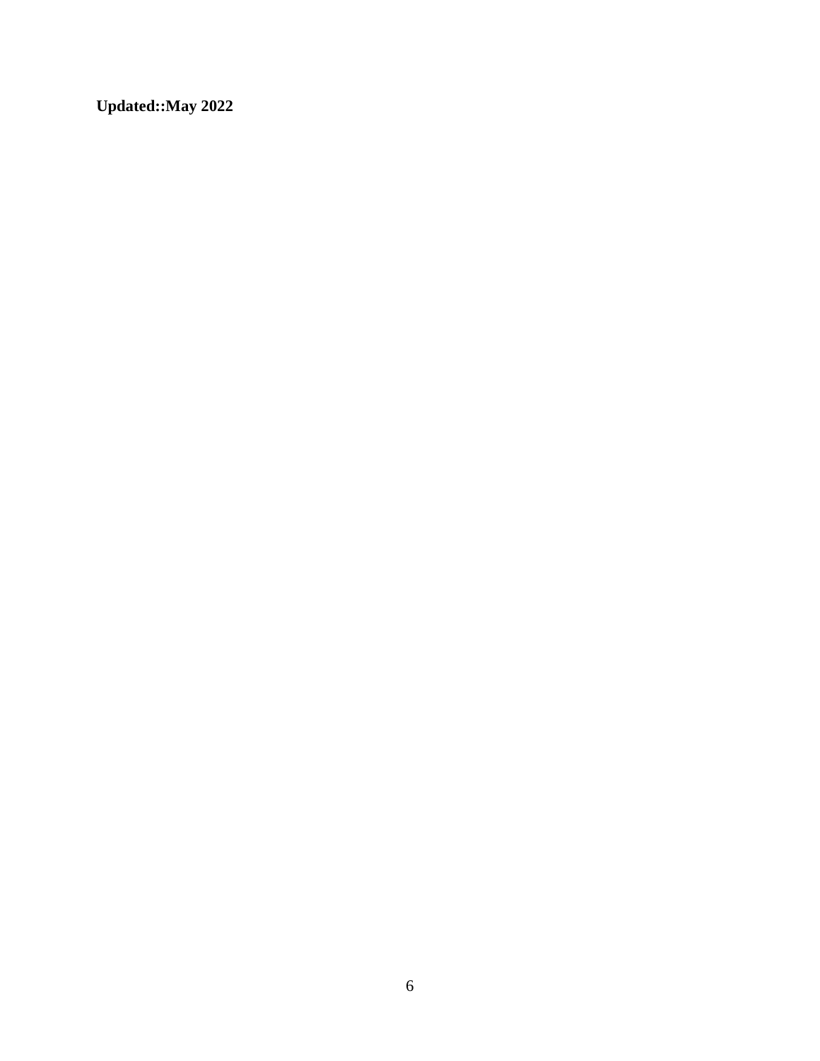**Updated::May 2022**